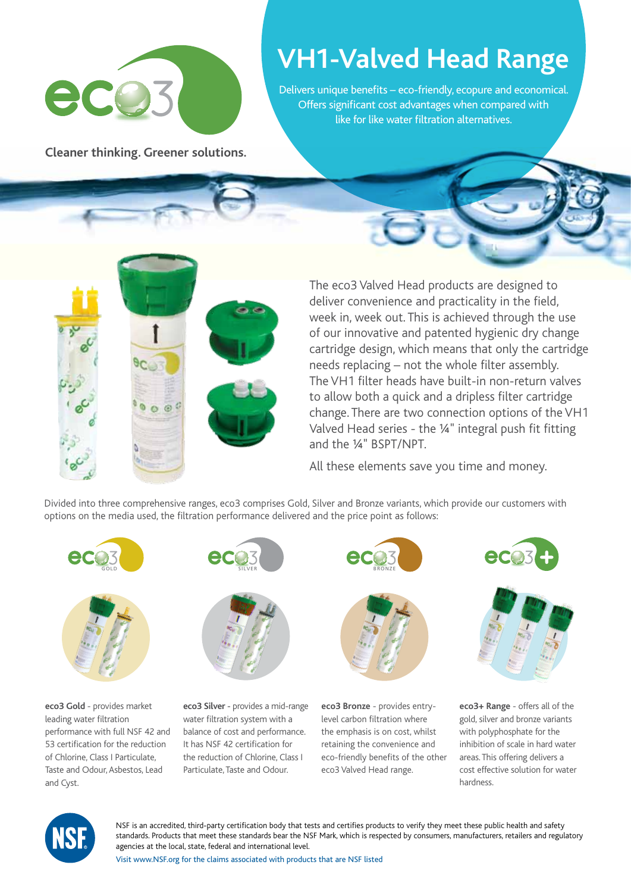Cleaner thinking. Greener solutions.

# VH1-Valved Head Range

Delivers unique benefits – eco-friendly, ecopure and economical. Offers significant cost advantages when compared with like for like water filtration alternatives.

The eco3 Valved Head products are designed to deliver convenience and practicality in the field, week in, week out. This is achieved through the use of our innovative and patented hygienic dry change cartridge design, which means that only the cartridge needs replacing – not the whole filter assembly. The VH1 filter heads have built-in non-return valves to allow both a quick and a dripless filter cartridge change. There are two connection options of the VH1 Valved Head series - the ¼" integral push fit fitting and the ¼" BSPT/NPT.

All these elements save you time and money.

Divided into three comprehensive ranges, eco3 comprises Gold, Silver and Bronze variants, which provide our customers with options on the media used, the filtration performance delivered and the price point as follows:

**eco3 Gold** - provides market leading water filtration performance with full NSF 42 and 53 certification for the reduction of Chlorine, Class I Particulate, Taste and Odour, Asbestos, Lead and Cyst.

**eco3 Silver** - provides a mid-range water filtration system with a balance of cost and performance. It has NSF 42 certification for the reduction of Chlorine, Class I Particulate, Taste and Odour.

**eco3 Bronze** - provides entry-level carbon filtration where the emphasis is on cost, whilst retaining the convenience and eco-friendly benefits of the other eco3 Valved Head range.

**eco3+ Range** - offers all of the gold, silver and bronze variants with polyphosphate for the inhibition of scale in hard water areas. This offering delivers a cost effective solution for water hardness.

NSF is an accredited, third-party certification body that tests and certifies products to verify they meet these public health and safety standards. Products that meet these standards bear the NSF Mark, which is respected by consumers, manufacturers, retailers and regulatory agencies at the local, state, federal and international level.

Visit www.NSF.org for the claims associated with products that are NSF listed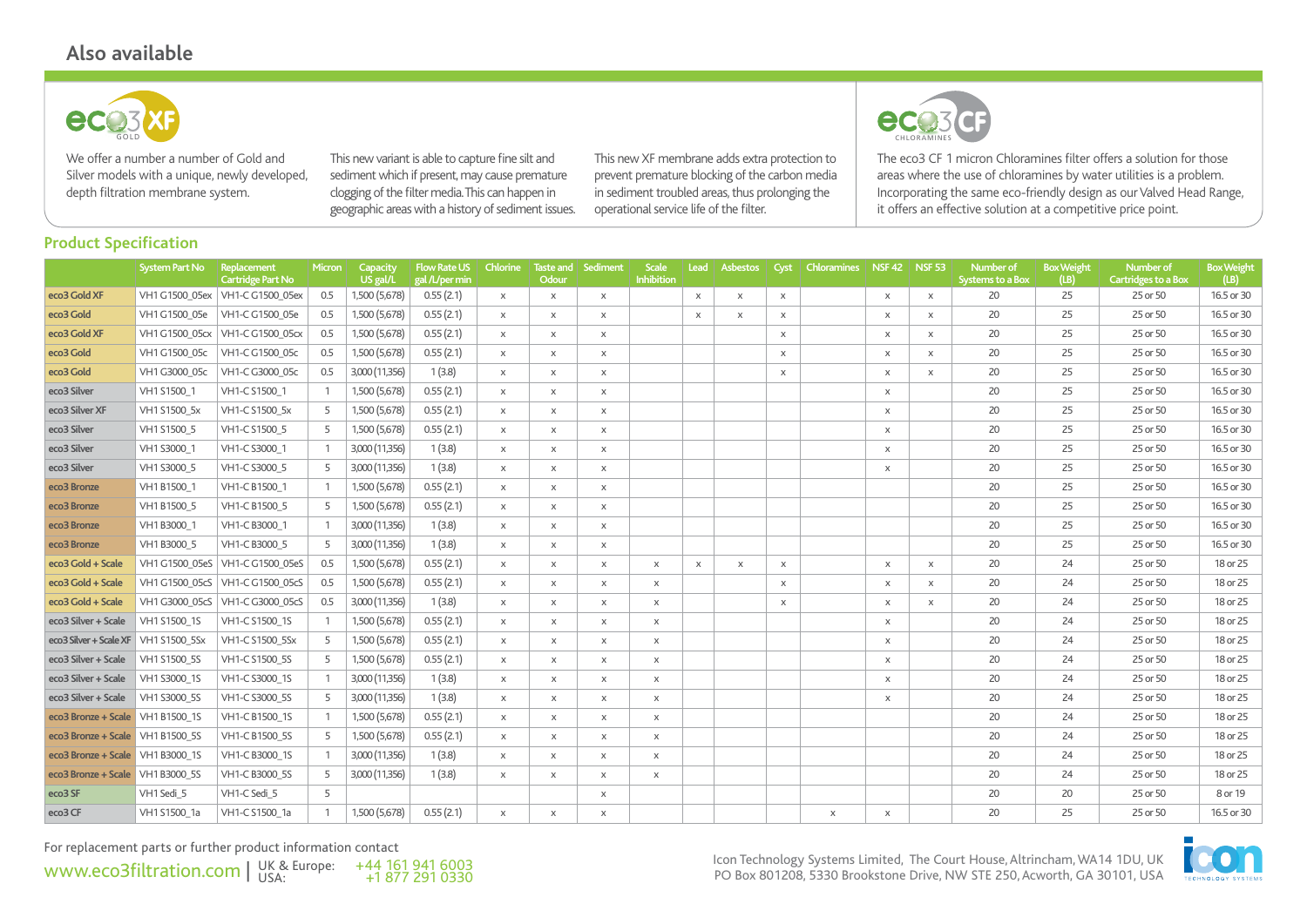## Also available

We offer a number a number of Gold and Silver models with a unique, newly developed, depth filtration membrane system.

This new variant is able to capture fine silt and sediment which if present, may cause premature clogging of the filter media. This can happen in geographic areas with a history of sediment issues.

This new XF membrane adds extra protection to prevent premature blocking of the carbon media in sediment troubled areas, thus prolonging the operational service life of the filter.

The eco3 CF 1 micron Chloramines filter offers a solution for those areas where the use of chloramines by water utilities is a problem. Incorporating the same eco-friendly design as our Valved Head Range, it offers an effective solution at a competitive price point.

### Product Specification

| | System Part No | Replacement Cartridge Part No | Micron | Capacity US gal/L | Flow Rate US gal /L/per min | Chlorine | Taste and Odour | Sediment | Scale Inhibition | Lead | Asbestos | Cyst | Chloramines | NSF 42 | NSF 53 | Number of Systems to a Box | Box Weight (LB) | Number of Cartridges to a Box | Box Weight (LB) |
|---|---|---|---|---|---|---|---|---|---|---|---|---|---|---|---|---|---|---|---|
| eco3 Gold XF | VH1 G1500_05ex | VH1-C G1500_05ex | 0.5 | 1,500 (5,678) | 0.55 (2.1) | x | x | x | | x | x | x | | x | x | 20 | 25 | 25 or 50 | 16.5 or 30 |
| eco3 Gold | VH1 G1500_05e | VH1-C G1500_05e | 0.5 | 1,500 (5,678) | 0.55 (2.1) | x | x | x | | x | x | x | | x | x | 20 | 25 | 25 or 50 | 16.5 or 30 |
| eco3 Gold XF | VH1 G1500_05cx | VH1-C G1500_05cx | 0.5 | 1,500 (5,678) | 0.55 (2.1) | x | x | x | | | | x | | x | x | 20 | 25 | 25 or 50 | 16.5 or 30 |
| eco3 Gold | VH1 G1500_05c | VH1-C G1500_05c | 0.5 | 1,500 (5,678) | 0.55 (2.1) | x | x | x | | | | x | | x | x | 20 | 25 | 25 or 50 | 16.5 or 30 |
| eco3 Gold | VH1 G3000_05c | VH1-C G3000_05c | 0.5 | 3,000 (11,356) | 1 (3.8) | x | x | x | | | | x | | x | x | 20 | 25 | 25 or 50 | 16.5 or 30 |
| eco3 Silver | VH1 S1500_1 | VH1-C S1500_1 | 1 | 1,500 (5,678) | 0.55 (2.1) | x | x | x | | | | | | x | | 20 | 25 | 25 or 50 | 16.5 or 30 |
| eco3 Silver XF | VH1 S1500_5x | VH1-C S1500_5x | 5 | 1,500 (5,678) | 0.55 (2.1) | x | x | x | | | | | | x | | 20 | 25 | 25 or 50 | 16.5 or 30 |
| eco3 Silver | VH1 S1500_5 | VH1-C S1500_5 | 5 | 1,500 (5,678) | 0.55 (2.1) | x | x | x | | | | | | x | | 20 | 25 | 25 or 50 | 16.5 or 30 |
| eco3 Silver | VH1 S3000_1 | VH1-C S3000_1 | 1 | 3,000 (11,356) | 1 (3.8) | x | x | x | | | | | | x | | 20 | 25 | 25 or 50 | 16.5 or 30 |
| eco3 Silver | VH1 S3000_5 | VH1-C S3000_5 | 5 | 3,000 (11,356) | 1 (3.8) | x | x | x | | | | | | x | | 20 | 25 | 25 or 50 | 16.5 or 30 |
| eco3 Bronze | VH1 B1500_1 | VH1-C B1500_1 | 1 | 1,500 (5,678) | 0.55 (2.1) | x | x | x | | | | | | | | 20 | 25 | 25 or 50 | 16.5 or 30 |
| eco3 Bronze | VH1 B1500_5 | VH1-C B1500_5 | 5 | 1,500 (5,678) | 0.55 (2.1) | x | x | x | | | | | | | | 20 | 25 | 25 or 50 | 16.5 or 30 |
| eco3 Bronze | VH1 B3000_1 | VH1-C B3000_1 | 1 | 3,000 (11,356) | 1 (3.8) | x | x | x | | | | | | | | 20 | 25 | 25 or 50 | 16.5 or 30 |
| eco3 Bronze | VH1 B3000_5 | VH1-C B3000_5 | 5 | 3,000 (11,356) | 1 (3.8) | x | x | x | | | | | | | | 20 | 25 | 25 or 50 | 16.5 or 30 |
| eco3 Gold + Scale | VH1 G1500_05eS | VH1-C G1500_05eS | 0.5 | 1,500 (5,678) | 0.55 (2.1) | x | x | x | x | x | x | x | | x | x | 20 | 24 | 25 or 50 | 18 or 25 |
| eco3 Gold + Scale | VH1 G1500_05cS | VH1-C G1500_05cS | 0.5 | 1,500 (5,678) | 0.55 (2.1) | x | x | x | x | | | x | | x | x | 20 | 24 | 25 or 50 | 18 or 25 |
| eco3 Gold + Scale | VH1 G3000_05cS | VH1-C G3000_05cS | 0.5 | 3,000 (11,356) | 1 (3.8) | x | x | x | x | | | x | | x | x | 20 | 24 | 25 or 50 | 18 or 25 |
| eco3 Silver + Scale | VH1 S1500_1S | VH1-C S1500_1S | 1 | 1,500 (5,678) | 0.55 (2.1) | x | x | x | x | | | | | x | | 20 | 24 | 25 or 50 | 18 or 25 |
| eco3 Silver + Scale XF | VH1 S1500_5Sx | VH1-C S1500_5Sx | 5 | 1,500 (5,678) | 0.55 (2.1) | x | x | x | x | | | | | x | | 20 | 24 | 25 or 50 | 18 or 25 |
| eco3 Silver + Scale | VH1 S1500_5S | VH1-C S1500_5S | 5 | 1,500 (5,678) | 0.55 (2.1) | x | x | x | x | | | | | x | | 20 | 24 | 25 or 50 | 18 or 25 |
| eco3 Silver + Scale | VH1 S3000_1S | VH1-C S3000_1S | 1 | 3,000 (11,356) | 1 (3.8) | x | x | x | x | | | | | x | | 20 | 24 | 25 or 50 | 18 or 25 |
| eco3 Silver + Scale | VH1 S3000_5S | VH1-C S3000_5S | 5 | 3,000 (11,356) | 1 (3.8) | x | x | x | x | | | | | x | | 20 | 24 | 25 or 50 | 18 or 25 |
| eco3 Bronze + Scale | VH1 B1500_1S | VH1-C B1500_1S | 1 | 1,500 (5,678) | 0.55 (2.1) | x | x | x | x | | | | | | | 20 | 24 | 25 or 50 | 18 or 25 |
| eco3 Bronze + Scale | VH1 B1500_5S | VH1-C B1500_5S | 5 | 1,500 (5,678) | 0.55 (2.1) | x | x | x | x | | | | | | | 20 | 24 | 25 or 50 | 18 or 25 |
| eco3 Bronze + Scale | VH1 B3000_1S | VH1-C B3000_1S | 1 | 3,000 (11,356) | 1 (3.8) | x | x | x | x | | | | | | | 20 | 24 | 25 or 50 | 18 or 25 |
| eco3 Bronze + Scale | VH1 B3000_5S | VH1-C B3000_5S | 5 | 3,000 (11,356) | 1 (3.8) | x | x | x | x | | | | | | | 20 | 24 | 25 or 50 | 18 or 25 |
| eco3 SF | VH1 Sedi_5 | VH1-C Sedi_5 | 5 | | | | | x | | | | | | | | 20 | 20 | 25 or 50 | 8 or 19 |
| eco3 CF | VH1 S1500_1a | VH1-C S1500_1a | 1 | 1,500 (5,678) | 0.55 (2.1) | x | x | x | | | | | x | x | | 20 | 25 | 25 or 50 | 16.5 or 30 |

For replacement parts or further product information contact

www.eco3filtration.com | UK & Europe: +44 161 941 6003 | USA: +1 877 291 0330

Icon Technology Systems Limited, The Court House, Altrincham, WA14 1DU, UK
PO Box 801208, 5330 Brookstone Drive, NW STE 250, Acworth, GA 30101, USA